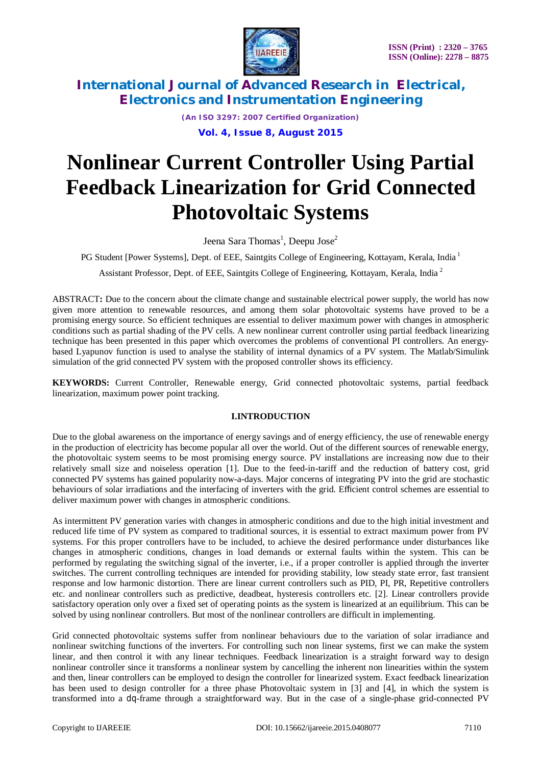# Nonlinear Current Controller Using Partial Feedback Linearization for Grid Connected Photovoltaic Systems

Jeena Sara Thomas[1], Deepu Jose[2]

PG Student [Power Systems], Dept. of EEE, Saintgits College of Engineering, Kottayam, Kerala, India [1]

Assistant Professor, Dept. of EEE, Saintgits College of Engineering, Kottayam, Kerala, India [2]

ABSTRACT**:** Due to the concern about the climate change and sustainable electrical power supply, the world has now given more attention to renewable resources, and among them solar photovoltaic systems have proved to be a promising energy source. So efficient techniques are essential to deliver maximum power with changes in atmospheric conditions such as partial shading of the PV cells. A new nonlinear current controller using partial feedback linearizing technique has been presented in this paper which overcomes the problems of conventional PI controllers. An energy-based Lyapunov function is used to analyse the stability of internal dynamics of a PV system. The Matlab/Simulink simulation of the grid connected PV system with the proposed controller shows its efficiency.

**KEYWORDS:** Current Controller, Renewable energy, Grid connected photovoltaic systems, partial feedback linearization, maximum power point tracking.

## I.INTRODUCTION

Due to the global awareness on the importance of energy savings and of energy efficiency, the use of renewable energy in the production of electricity has become popular all over the world. Out of the different sources of renewable energy, the photovoltaic system seems to be most promising energy source. PV installations are increasing now due to their relatively small size and noiseless operation [1]. Due to the feed-in-tariff and the reduction of battery cost, grid connected PV systems has gained popularity now-a-days. Major concerns of integrating PV into the grid are stochastic behaviours of solar irradiations and the interfacing of inverters with the grid. Efficient control schemes are essential to deliver maximum power with changes in atmospheric conditions.

As intermittent PV generation varies with changes in atmospheric conditions and due to the high initial investment and reduced life time of PV system as compared to traditional sources, it is essential to extract maximum power from PV systems. For this proper controllers have to be included, to achieve the desired performance under disturbances like changes in atmospheric conditions, changes in load demands or external faults within the system. This can be performed by regulating the switching signal of the inverter, i.e., if a proper controller is applied through the inverter switches. The current controlling techniques are intended for providing stability, low steady state error, fast transient response and low harmonic distortion. There are linear current controllers such as PID, PI, PR, Repetitive controllers etc. and nonlinear controllers such as predictive, deadbeat, hysteresis controllers etc. [2]. Linear controllers provide satisfactory operation only over a fixed set of operating points as the system is linearized at an equilibrium. This can be solved by using nonlinear controllers. But most of the nonlinear controllers are difficult in implementing.

Grid connected photovoltaic systems suffer from nonlinear behaviours due to the variation of solar irradiance and nonlinear switching functions of the inverters. For controlling such non linear systems, first we can make the system linear, and then control it with any linear techniques. Feedback linearization is a straight forward way to design nonlinear controller since it transforms a nonlinear system by cancelling the inherent non linearities within the system and then, linear controllers can be employed to design the controller for linearized system. Exact feedback linearization has been used to design controller for a three phase Photovoltaic system in [3] and [4], in which the system is transformed into a dq-frame through a straightforward way. But in the case of a single-phase grid-connected PV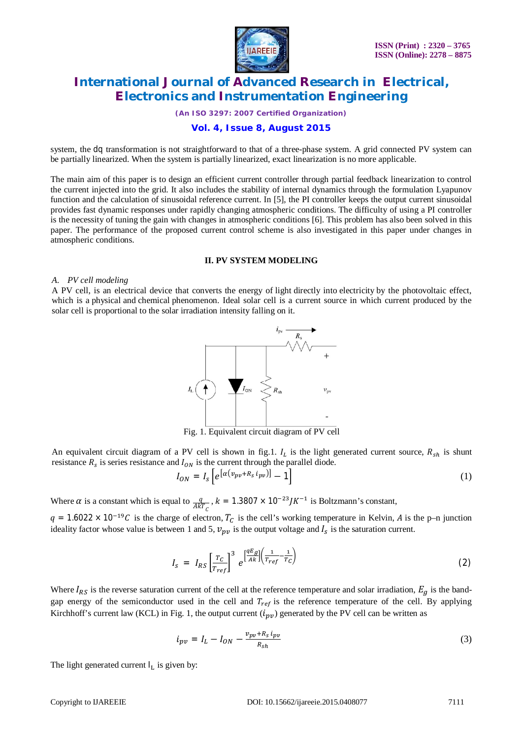system, the dq transformation is not straightforward to that of a three-phase system. A grid connected PV system can be partially linearized. When the system is partially linearized, exact linearization is no more applicable.

The main aim of this paper is to design an efficient current controller through partial feedback linearization to control the current injected into the grid. It also includes the stability of internal dynamics through the formulation Lyapunov function and the calculation of sinusoidal reference current. In [5], the PI controller keeps the output current sinusoidal provides fast dynamic responses under rapidly changing atmospheric conditions. The difficulty of using a PI controller is the necessity of tuning the gain with changes in atmospheric conditions [6]. This problem has also been solved in this paper. The performance of the proposed current control scheme is also investigated in this paper under changes in atmospheric conditions.

## II. PV SYSTEM MODELING

### *A. PV cell modeling*

A PV cell, is an electrical device that converts the energy of light directly into electricity by the photovoltaic effect, which is a physical and chemical phenomenon. Ideal solar cell is a current source in which current produced by the solar cell is proportional to the solar irradiation intensity falling on it.

Fig. 1. Equivalent circuit diagram of PV cell

An equivalent circuit diagram of a PV cell is shown in fig.1. $I_L$ is the light generated current source, $R_{sh}$ is shunt resistance $R_s$ is series resistance and $I_{ON}$ is the current through the parallel diode.

$$I_{ON} = I_s \left[ e^{[\alpha(v_{pv}+R_s i_{pv})]} - 1 \right] \tag{1}$$

Where $\alpha$ is a constant which is equal to $\frac{q}{AkT_C}$, $k = 1.3807 \times 10^{-23} JK^{-1}$ is Boltzmann's constant,

$q = 1.6022 \times 10^{-19} C$ is the charge of electron, $T_C$ is the cell's working temperature in Kelvin, $A$ is the p–n junction ideality factor whose value is between 1 and 5, $v_{pv}$ is the output voltage and $I_s$ is the saturation current.

$$I_s = I_{RS} \left[ \frac{T_C}{T_{ref}} \right]^3 e^{\left[\frac{qE_g}{Ak}\right]\left(\frac{1}{T_{ref}} - \frac{1}{T_C}\right)} \tag{2}$$

Where $I_{RS}$ is the reverse saturation current of the cell at the reference temperature and solar irradiation, $E_g$ is the band-gap energy of the semiconductor used in the cell and $T_{ref}$ is the reference temperature of the cell. By applying Kirchhoff's current law (KCL) in Fig. 1, the output current ($i_{pv}$) generated by the PV cell can be written as

$$i_{pv} = I_L - I_{ON} - \frac{v_{pv} + R_s i_{pv}}{R_{sh}} \tag{3}$$

The light generated current $I_L$ is given by: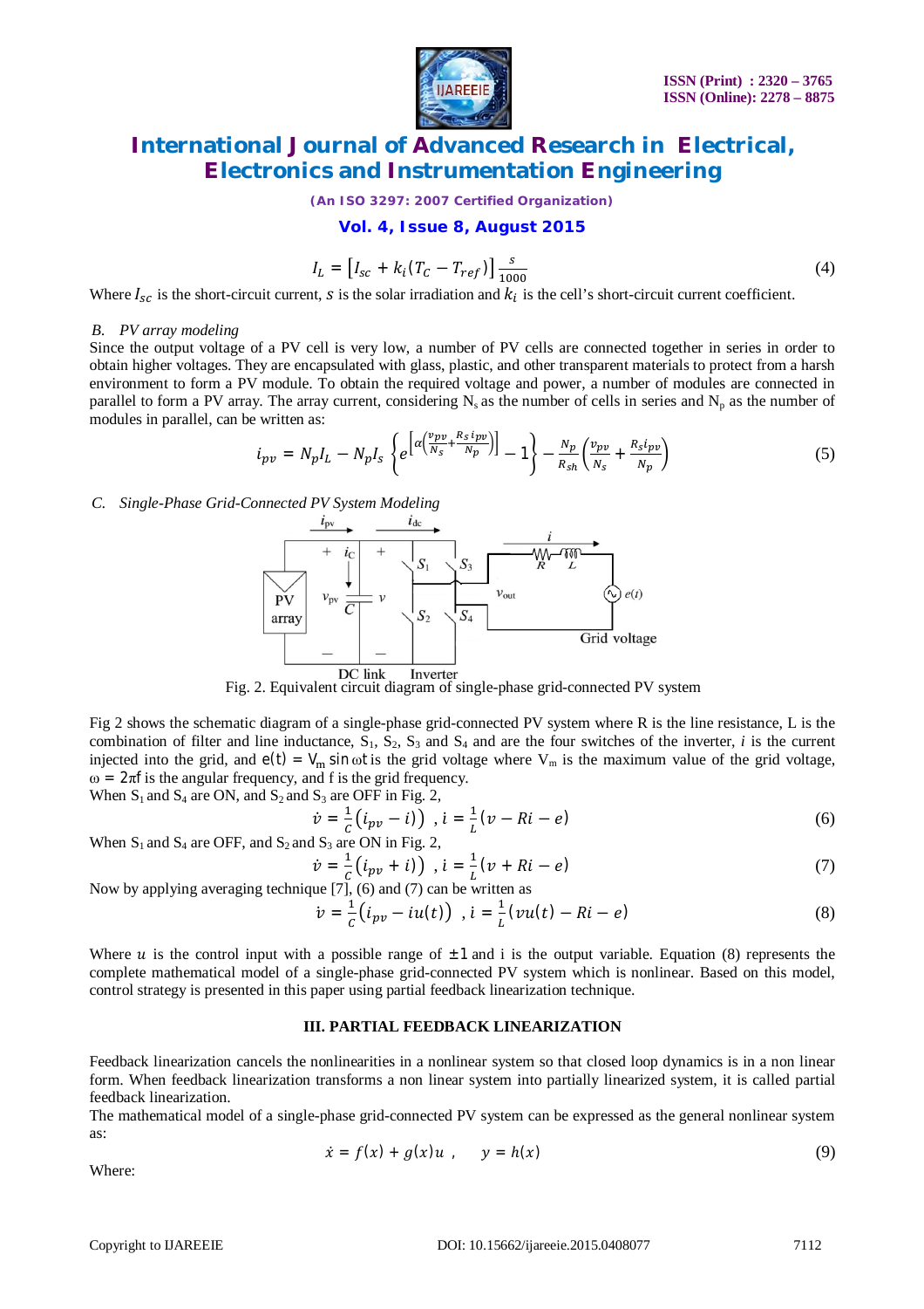$$I_L = \left[I_{sc} + k_i(T_C - T_{ref})\right]\frac{s}{1000} \tag{4}$$

Where $I_{sc}$ is the short-circuit current, $s$ is the solar irradiation and $k_i$ is the cell's short-circuit current coefficient.

*B. PV array modeling*

Since the output voltage of a PV cell is very low, a number of PV cells are connected together in series in order to obtain higher voltages. They are encapsulated with glass, plastic, and other transparent materials to protect from a harsh environment to form a PV module. To obtain the required voltage and power, a number of modules are connected in parallel to form a PV array. The array current, considering $N_s$ as the number of cells in series and $N_p$ as the number of modules in parallel, can be written as:

$$i_{pv} = N_p I_L - N_p I_s\left\{e^{\left[\alpha\left(\frac{v_{pv}}{N_s}+\frac{R_s i_{pv}}{N_p}\right)\right]} - 1\right\} - \frac{N_p}{R_{sh}}\left(\frac{v_{pv}}{N_s} + \frac{R_s i_{pv}}{N_p}\right) \tag{5}$$

*C. Single-Phase Grid-Connected PV System Modeling*

Fig. 2. Equivalent circuit diagram of single-phase grid-connected PV system

Fig 2 shows the schematic diagram of a single-phase grid-connected PV system where R is the line resistance, L is the combination of filter and line inductance, $S_1$, $S_2$, $S_3$ and $S_4$ and are the four switches of the inverter, $i$ is the current injected into the grid, and $e(t) = V_m \sin \omega t$ is the grid voltage where $V_m$ is the maximum value of the grid voltage, $\omega = 2\pi f$ is the angular frequency, and f is the grid frequency.

When $S_1$ and $S_4$ are ON, and $S_2$ and $S_3$ are OFF in Fig. 2,

$$\dot{v} = \frac{1}{C}\left(i_{pv} - i\right) \ , \dot{i} = \frac{1}{L}(v - Ri - e) \tag{6}$$

When $S_1$ and $S_4$ are OFF, and $S_2$ and $S_3$ are ON in Fig. 2,

$$\dot{v} = \frac{1}{C}\left(i_{pv} + i\right) \ , \dot{i} = \frac{1}{L}(v + Ri - e) \tag{7}$$

Now by applying averaging technique [7], (6) and (7) can be written as

$$\dot{v} = \frac{1}{C}\left(i_{pv} - iu(t)\right) \ , \dot{i} = \frac{1}{L}(vu(t) - Ri - e) \tag{8}$$

Where $u$ is the control input with a possible range of $\pm 1$ and i is the output variable. Equation (8) represents the complete mathematical model of a single-phase grid-connected PV system which is nonlinear. Based on this model, control strategy is presented in this paper using partial feedback linearization technique.

## III. PARTIAL FEEDBACK LINEARIZATION

Feedback linearization cancels the nonlinearities in a nonlinear system so that closed loop dynamics is in a non linear form. When feedback linearization transforms a non linear system into partially linearized system, it is called partial feedback linearization.

The mathematical model of a single-phase grid-connected PV system can be expressed as the general nonlinear system as:

$$\dot{x} = f(x) + g(x)u \ , \quad y = h(x) \tag{9}$$

Where: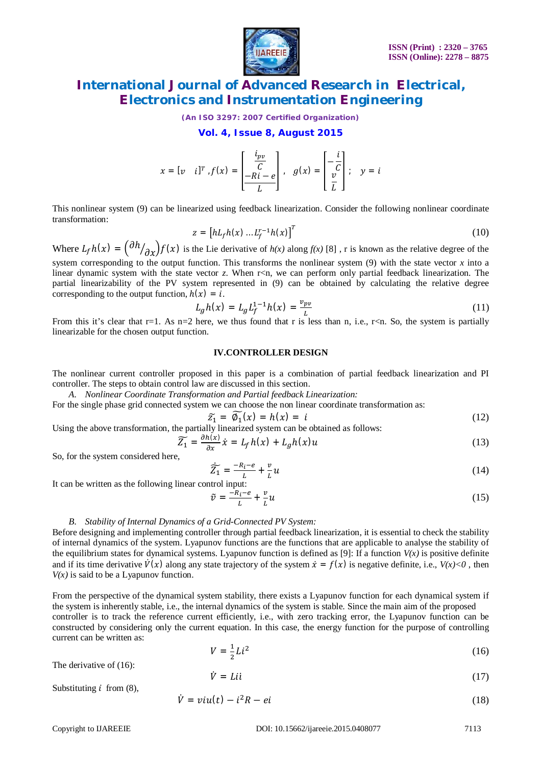$$x = [v \quad i]^T, f(x) = \begin{bmatrix} \frac{i_{pv}}{C} \\ \frac{-Ri - e}{L} \end{bmatrix}, \quad g(x) = \begin{bmatrix} -\frac{i}{C} \\ \frac{v}{L} \end{bmatrix}; \quad y = i$$

This nonlinear system (9) can be linearized using feedback linearization. Consider the following nonlinear coordinate transformation:

$$z = \left[hL_f h(x) \ldots L_f^{r-1} h(x)\right]^T \tag{10}$$

Where $L_f h(x) = \left(\partial h / \partial x\right) f(x)$ is the Lie derivative of *h(x)* along *f(x)* [8] , r is known as the relative degree of the system corresponding to the output function. This transforms the nonlinear system (9) with the state vector *x* into a linear dynamic system with the state vector *z*. When r<n, we can perform only partial feedback linearization. The partial linearizability of the PV system represented in (9) can be obtained by calculating the relative degree corresponding to the output function, $h(x) = i$.

$$L_g h(x) = L_g L_f^{1-1} h(x) = \frac{v_{pv}}{L} \tag{11}$$

From this it's clear that r=1. As n=2 here, we thus found that r is less than n, i.e., r<n. So, the system is partially linearizable for the chosen output function.

## IV.CONTROLLER DESIGN

The nonlinear current controller proposed in this paper is a combination of partial feedback linearization and PI controller. The steps to obtain control law are discussed in this section.

### *A. Nonlinear Coordinate Transformation and Partial feedback Linearization:*

For the single phase grid connected system we can choose the non linear coordinate transformation as:

$$\tilde{z}_1 = \widetilde{\emptyset_1}(x) = h(x) = i \tag{12}$$

Using the above transformation, the partially linearized system can be obtained as follows:

$$\widetilde{Z_1} = \frac{\partial h(x)}{\partial x}\dot{x} = L_f h(x) + L_g h(x) u \tag{13}$$

So, for the system considered here,

$$\dot{\widetilde{Z_1}} = \frac{-R_i - e}{L} + \frac{v}{L}u \tag{14}$$

It can be written as the following linear control input:

$$\tilde{v} = \frac{-R_i - e}{L} + \frac{v}{L}u \tag{15}$$

### *B. Stability of Internal Dynamics of a Grid-Connected PV System:*

Before designing and implementing controller through partial feedback linearization, it is essential to check the stability of internal dynamics of the system. Lyapunov functions are the functions that are applicable to analyse the stability of the equilibrium states for dynamical systems. Lyapunov function is defined as [9]: If a function *V(x)* is positive definite and if its time derivative $\dot{V}(x)$ along any state trajectory of the system $\dot{x} = f(x)$ is negative definite, i.e., *V(x)<0* , then *V(x)* is said to be a Lyapunov function.

From the perspective of the dynamical system stability, there exists a Lyapunov function for each dynamical system if the system is inherently stable, i.e., the internal dynamics of the system is stable. Since the main aim of the proposed controller is to track the reference current efficiently, i.e., with zero tracking error, the Lyapunov function can be constructed by considering only the current equation. In this case, the energy function for the purpose of controlling current can be written as:

$$V = \frac{1}{2}Li^2 \tag{16}$$

The derivative of (16):

$$\dot{V} = Lii \tag{17}$$

Substituting $i$ from (8),

$$\dot{V} = viu(t) - i^2 R - ei \tag{18}$$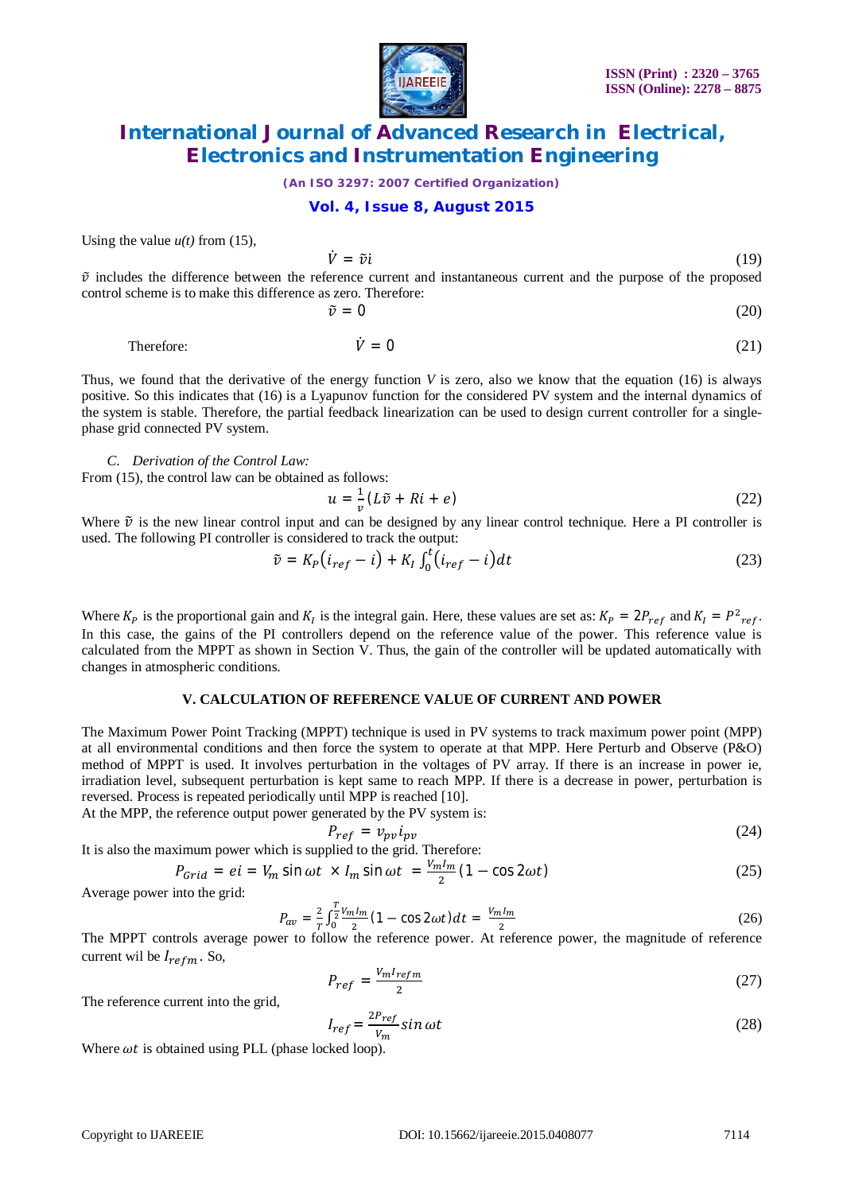Using the value *u(t)* from (15),

$$\dot{V} = \tilde{v}i \tag{19}$$

$\tilde{v}$ includes the difference between the reference current and instantaneous current and the purpose of the proposed control scheme is to make this difference as zero. Therefore:

$$\tilde{v} = 0 \tag{20}$$

Therefore:

$$\dot{V} = 0 \tag{21}$$

Thus, we found that the derivative of the energy function *V* is zero, also we know that the equation (16) is always positive. So this indicates that (16) is a Lyapunov function for the considered PV system and the internal dynamics of the system is stable. Therefore, the partial feedback linearization can be used to design current controller for a single-phase grid connected PV system.

### C. Derivation of the Control Law:

From (15), the control law can be obtained as follows:

$$u = \frac{1}{v}(L\tilde{v} + Ri + e) \tag{22}$$

Where $\tilde{v}$ is the new linear control input and can be designed by any linear control technique. Here a PI controller is used. The following PI controller is considered to track the output:

$$\tilde{v} = K_P(i_{ref} - i) + K_I\int_0^t(i_{ref} - i)dt \tag{23}$$

Where $K_P$ is the proportional gain and $K_I$ is the integral gain. Here, these values are set as: $K_P = 2P_{ref}$ and $K_I = P^2{}_{ref}$. In this case, the gains of the PI controllers depend on the reference value of the power. This reference value is calculated from the MPPT as shown in Section V. Thus, the gain of the controller will be updated automatically with changes in atmospheric conditions.

## V. CALCULATION OF REFERENCE VALUE OF CURRENT AND POWER

The Maximum Power Point Tracking (MPPT) technique is used in PV systems to track maximum power point (MPP) at all environmental conditions and then force the system to operate at that MPP. Here Perturb and Observe (P&O) method of MPPT is used. It involves perturbation in the voltages of PV array. If there is an increase in power ie, irradiation level, subsequent perturbation is kept same to reach MPP. If there is a decrease in power, perturbation is reversed. Process is repeated periodically until MPP is reached [10].

At the MPP, the reference output power generated by the PV system is:

$$P_{ref} = v_{pv}i_{pv} \tag{24}$$

It is also the maximum power which is supplied to the grid. Therefore:

$$P_{Grid} = ei = V_m \sin\omega t \times I_m \sin\omega t = \frac{V_m I_m}{2}(1 - \cos 2\omega t) \tag{25}$$

Average power into the grid:

$$P_{av} = \frac{2}{T}\int_0^{\frac{T}{2}}\frac{V_m I_m}{2}(1 - \cos 2\omega t)dt = \frac{V_m I_m}{2} \tag{26}$$

The MPPT controls average power to follow the reference power. At reference power, the magnitude of reference current wil be $I_{refm}$. So,

$$P_{ref} = \frac{V_m I_{refm}}{2} \tag{27}$$

The reference current into the grid,

$$I_{ref} = \frac{2P_{ref}}{V_m}\sin\omega t \tag{28}$$

Where $\omega t$ is obtained using PLL (phase locked loop).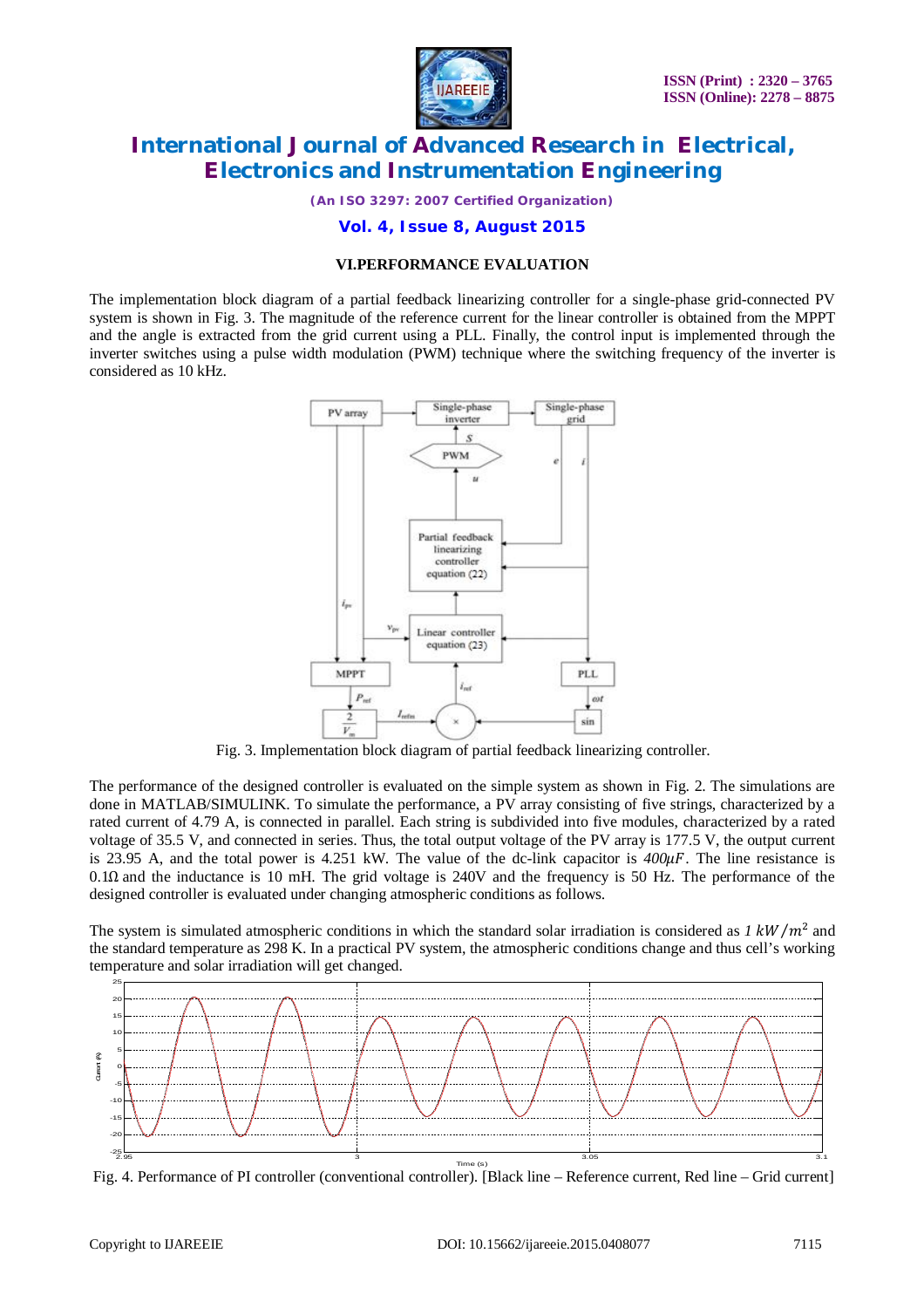## VI.PERFORMANCE EVALUATION

The implementation block diagram of a partial feedback linearizing controller for a single-phase grid-connected PV system is shown in Fig. 3. The magnitude of the reference current for the linear controller is obtained from the MPPT and the angle is extracted from the grid current using a PLL. Finally, the control input is implemented through the inverter switches using a pulse width modulation (PWM) technique where the switching frequency of the inverter is considered as 10 kHz.

Fig. 3. Implementation block diagram of partial feedback linearizing controller.

The performance of the designed controller is evaluated on the simple system as shown in Fig. 2. The simulations are done in MATLAB/SIMULINK. To simulate the performance, a PV array consisting of five strings, characterized by a rated current of 4.79 A, is connected in parallel. Each string is subdivided into five modules, characterized by a rated voltage of 35.5 V, and connected in series. Thus, the total output voltage of the PV array is 177.5 V, the output current is 23.95 A, and the total power is 4.251 kW. The value of the dc-link capacitor is $400\mu F$. The line resistance is 0.1Ω and the inductance is 10 mH. The grid voltage is 240V and the frequency is 50 Hz. The performance of the designed controller is evaluated under changing atmospheric conditions as follows.

The system is simulated atmospheric conditions in which the standard solar irradiation is considered as $1\ kW/m^2$ and the standard temperature as 298 K. In a practical PV system, the atmospheric conditions change and thus cell's working temperature and solar irradiation will get changed.

Fig. 4. Performance of PI controller (conventional controller). [Black line – Reference current, Red line – Grid current]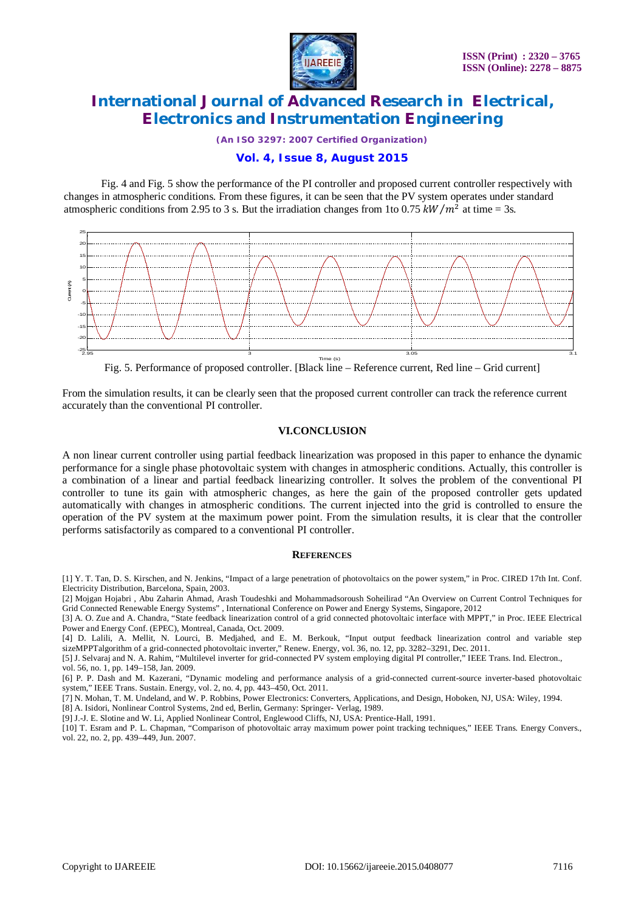Fig. 4 and Fig. 5 show the performance of the PI controller and proposed current controller respectively with changes in atmospheric conditions. From these figures, it can be seen that the PV system operates under standard atmospheric conditions from 2.95 to 3 s. But the irradiation changes from 1to 0.75 $kW/m^2$ at time = 3s.

25
20
15
10
5
0
-5
-10
-15
-20
-25
Current (A)
2.95
3
3.05
3.1
Time (s)

Fig. 5. Performance of proposed controller. [Black line – Reference current, Red line – Grid current]

From the simulation results, it can be clearly seen that the proposed current controller can track the reference current accurately than the conventional PI controller.

## VI.CONCLUSION

A non linear current controller using partial feedback linearization was proposed in this paper to enhance the dynamic performance for a single phase photovoltaic system with changes in atmospheric conditions. Actually, this controller is a combination of a linear and partial feedback linearizing controller. It solves the problem of the conventional PI controller to tune its gain with atmospheric changes, as here the gain of the proposed controller gets updated automatically with changes in atmospheric conditions. The current injected into the grid is controlled to ensure the operation of the PV system at the maximum power point. From the simulation results, it is clear that the controller performs satisfactorily as compared to a conventional PI controller.

## REFERENCES

[1] Y. T. Tan, D. S. Kirschen, and N. Jenkins, "Impact of a large penetration of photovoltaics on the power system," in Proc. CIRED 17th Int. Conf. Electricity Distribution, Barcelona, Spain, 2003.

[2] Mojgan Hojabri , Abu Zaharin Ahmad, Arash Toudeshki and Mohammadsoroush Soheilirad "An Overview on Current Control Techniques for Grid Connected Renewable Energy Systems" , International Conference on Power and Energy Systems, Singapore, 2012

[3] A. O. Zue and A. Chandra, "State feedback linearization control of a grid connected photovoltaic interface with MPPT," in Proc. IEEE Electrical Power and Energy Conf. (EPEC), Montreal, Canada, Oct. 2009.

[4] D. Lalili, A. Mellit, N. Lourci, B. Medjahed, and E. M. Berkouk, "Input output feedback linearization control and variable step sizeMPPTalgorithm of a grid-connected photovoltaic inverter," Renew. Energy, vol. 36, no. 12, pp. 3282–3291, Dec. 2011.

[5] J. Selvaraj and N. A. Rahim, "Multilevel inverter for grid-connected PV system employing digital PI controller," IEEE Trans. Ind. Electron., vol. 56, no. 1, pp. 149–158, Jan. 2009.

[6] P. P. Dash and M. Kazerani, "Dynamic modeling and performance analysis of a grid-connected current-source inverter-based photovoltaic system," IEEE Trans. Sustain. Energy, vol. 2, no. 4, pp. 443–450, Oct. 2011.

[7] N. Mohan, T. M. Undeland, and W. P. Robbins, Power Electronics: Converters, Applications, and Design, Hoboken, NJ, USA: Wiley, 1994.

[8] A. Isidori, Nonlinear Control Systems, 2nd ed, Berlin, Germany: Springer- Verlag, 1989.

[9] J.-J. E. Slotine and W. Li, Applied Nonlinear Control, Englewood Cliffs, NJ, USA: Prentice-Hall, 1991.

[10] T. Esram and P. L. Chapman, "Comparison of photovoltaic array maximum power point tracking techniques," IEEE Trans. Energy Convers., vol. 22, no. 2, pp. 439–449, Jun. 2007.